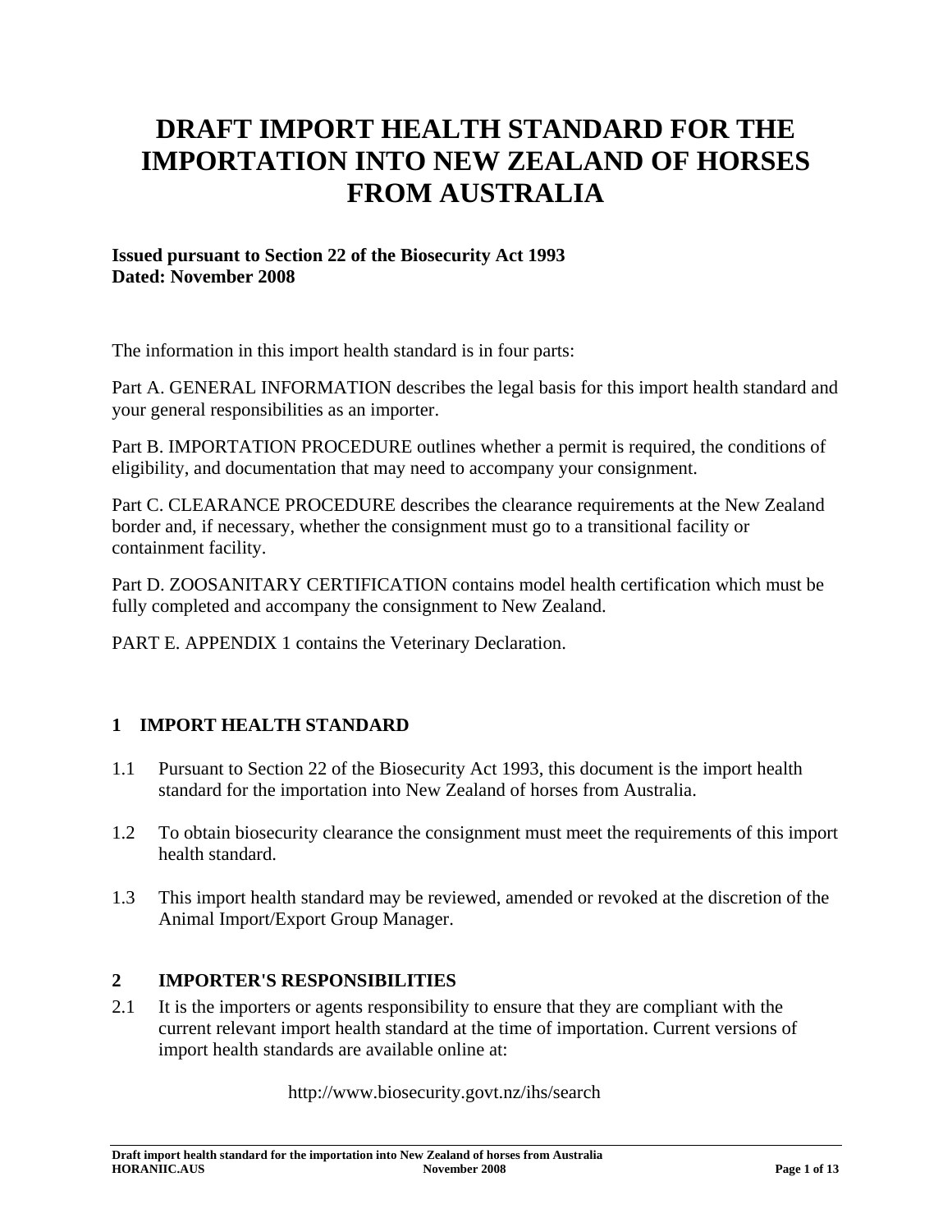# DRAFT IMPORT HEALTH STANDARD FOR THE IMPORTATION INTO NEW ZEALAND OF HORSES FROM AUSTRALIA

**Issued pursuant to Section 22 of the Biosecurity Act 1993**
**Dated: November 2008**

The information in this import health standard is in four parts:

Part A. GENERAL INFORMATION describes the legal basis for this import health standard and your general responsibilities as an importer.

Part B. IMPORTATION PROCEDURE outlines whether a permit is required, the conditions of eligibility, and documentation that may need to accompany your consignment.

Part C. CLEARANCE PROCEDURE describes the clearance requirements at the New Zealand border and, if necessary, whether the consignment must go to a transitional facility or containment facility.

Part D. ZOOSANITARY CERTIFICATION contains model health certification which must be fully completed and accompany the consignment to New Zealand.

PART E. APPENDIX 1 contains the Veterinary Declaration.

## 1 IMPORT HEALTH STANDARD

1.1 Pursuant to Section 22 of the Biosecurity Act 1993, this document is the import health standard for the importation into New Zealand of horses from Australia.

1.2 To obtain biosecurity clearance the consignment must meet the requirements of this import health standard.

1.3 This import health standard may be reviewed, amended or revoked at the discretion of the Animal Import/Export Group Manager.

## 2 IMPORTER'S RESPONSIBILITIES

2.1 It is the importers or agents responsibility to ensure that they are compliant with the current relevant import health standard at the time of importation. Current versions of import health standards are available online at:

http://www.biosecurity.govt.nz/ihs/search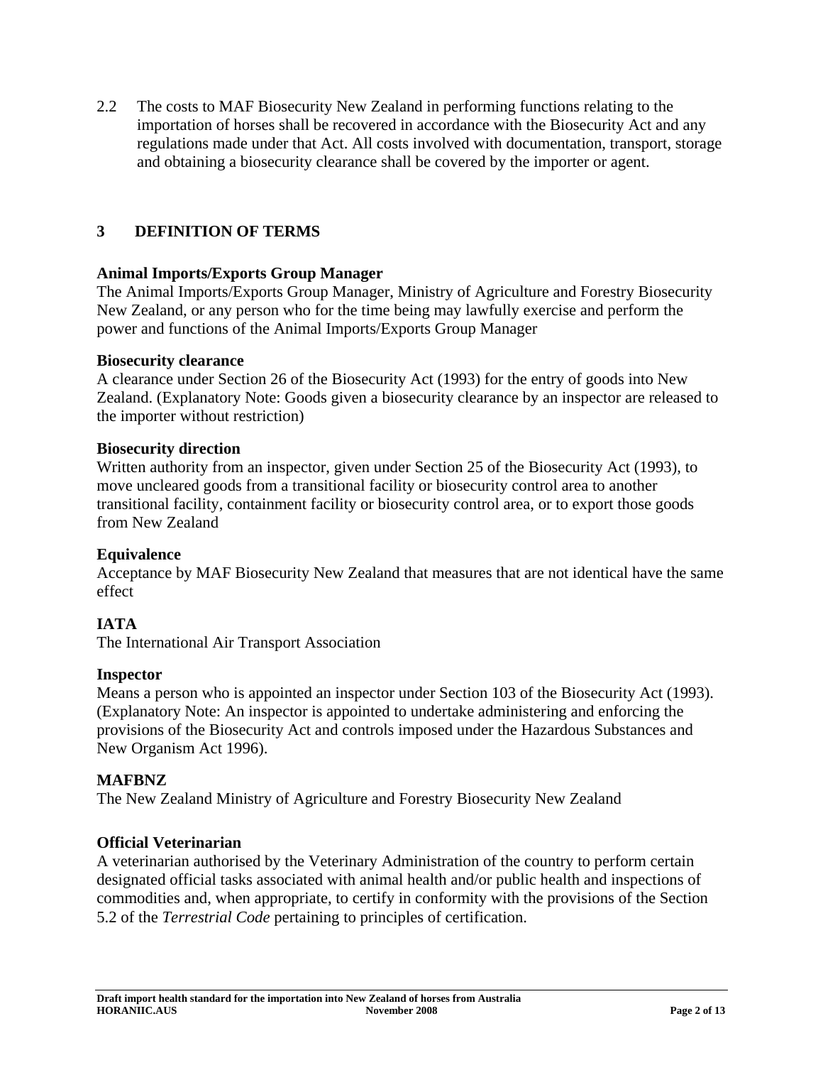2.2 The costs to MAF Biosecurity New Zealand in performing functions relating to the importation of horses shall be recovered in accordance with the Biosecurity Act and any regulations made under that Act. All costs involved with documentation, transport, storage and obtaining a biosecurity clearance shall be covered by the importer or agent.

## 3 DEFINITION OF TERMS

**Animal Imports/Exports Group Manager**
The Animal Imports/Exports Group Manager, Ministry of Agriculture and Forestry Biosecurity New Zealand, or any person who for the time being may lawfully exercise and perform the power and functions of the Animal Imports/Exports Group Manager

**Biosecurity clearance**
A clearance under Section 26 of the Biosecurity Act (1993) for the entry of goods into New Zealand. (Explanatory Note: Goods given a biosecurity clearance by an inspector are released to the importer without restriction)

**Biosecurity direction**
Written authority from an inspector, given under Section 25 of the Biosecurity Act (1993), to move uncleared goods from a transitional facility or biosecurity control area to another transitional facility, containment facility or biosecurity control area, or to export those goods from New Zealand

**Equivalence**
Acceptance by MAF Biosecurity New Zealand that measures that are not identical have the same effect

**IATA**
The International Air Transport Association

**Inspector**
Means a person who is appointed an inspector under Section 103 of the Biosecurity Act (1993). (Explanatory Note: An inspector is appointed to undertake administering and enforcing the provisions of the Biosecurity Act and controls imposed under the Hazardous Substances and New Organism Act 1996).

**MAFBNZ**
The New Zealand Ministry of Agriculture and Forestry Biosecurity New Zealand

**Official Veterinarian**
A veterinarian authorised by the Veterinary Administration of the country to perform certain designated official tasks associated with animal health and/or public health and inspections of commodities and, when appropriate, to certify in conformity with the provisions of the Section 5.2 of the *Terrestrial Code* pertaining to principles of certification.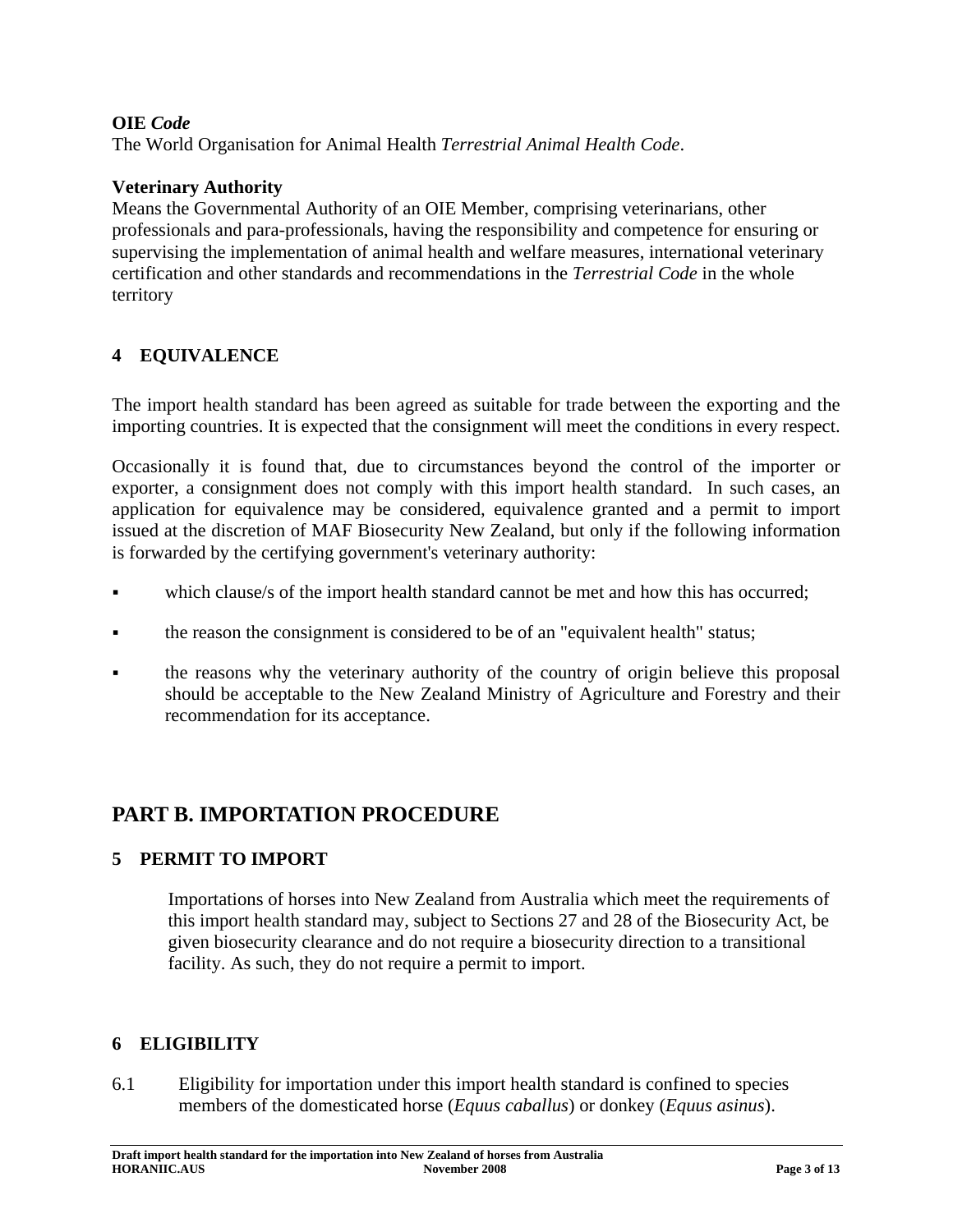**OIE *Code***
The World Organisation for Animal Health *Terrestrial Animal Health Code*.

**Veterinary Authority**
Means the Governmental Authority of an OIE Member, comprising veterinarians, other professionals and para-professionals, having the responsibility and competence for ensuring or supervising the implementation of animal health and welfare measures, international veterinary certification and other standards and recommendations in the *Terrestrial Code* in the whole territory

### 4 EQUIVALENCE

The import health standard has been agreed as suitable for trade between the exporting and the importing countries. It is expected that the consignment will meet the conditions in every respect.

Occasionally it is found that, due to circumstances beyond the control of the importer or exporter, a consignment does not comply with this import health standard. In such cases, an application for equivalence may be considered, equivalence granted and a permit to import issued at the discretion of MAF Biosecurity New Zealand, but only if the following information is forwarded by the certifying government's veterinary authority:

- which clause/s of the import health standard cannot be met and how this has occurred;
- the reason the consignment is considered to be of an "equivalent health" status;
- the reasons why the veterinary authority of the country of origin believe this proposal should be acceptable to the New Zealand Ministry of Agriculture and Forestry and their recommendation for its acceptance.

## PART B. IMPORTATION PROCEDURE

### 5 PERMIT TO IMPORT

Importations of horses into New Zealand from Australia which meet the requirements of this import health standard may, subject to Sections 27 and 28 of the Biosecurity Act, be given biosecurity clearance and do not require a biosecurity direction to a transitional facility. As such, they do not require a permit to import.

### 6 ELIGIBILITY

6.1 Eligibility for importation under this import health standard is confined to species members of the domesticated horse (*Equus caballus*) or donkey (*Equus asinus*).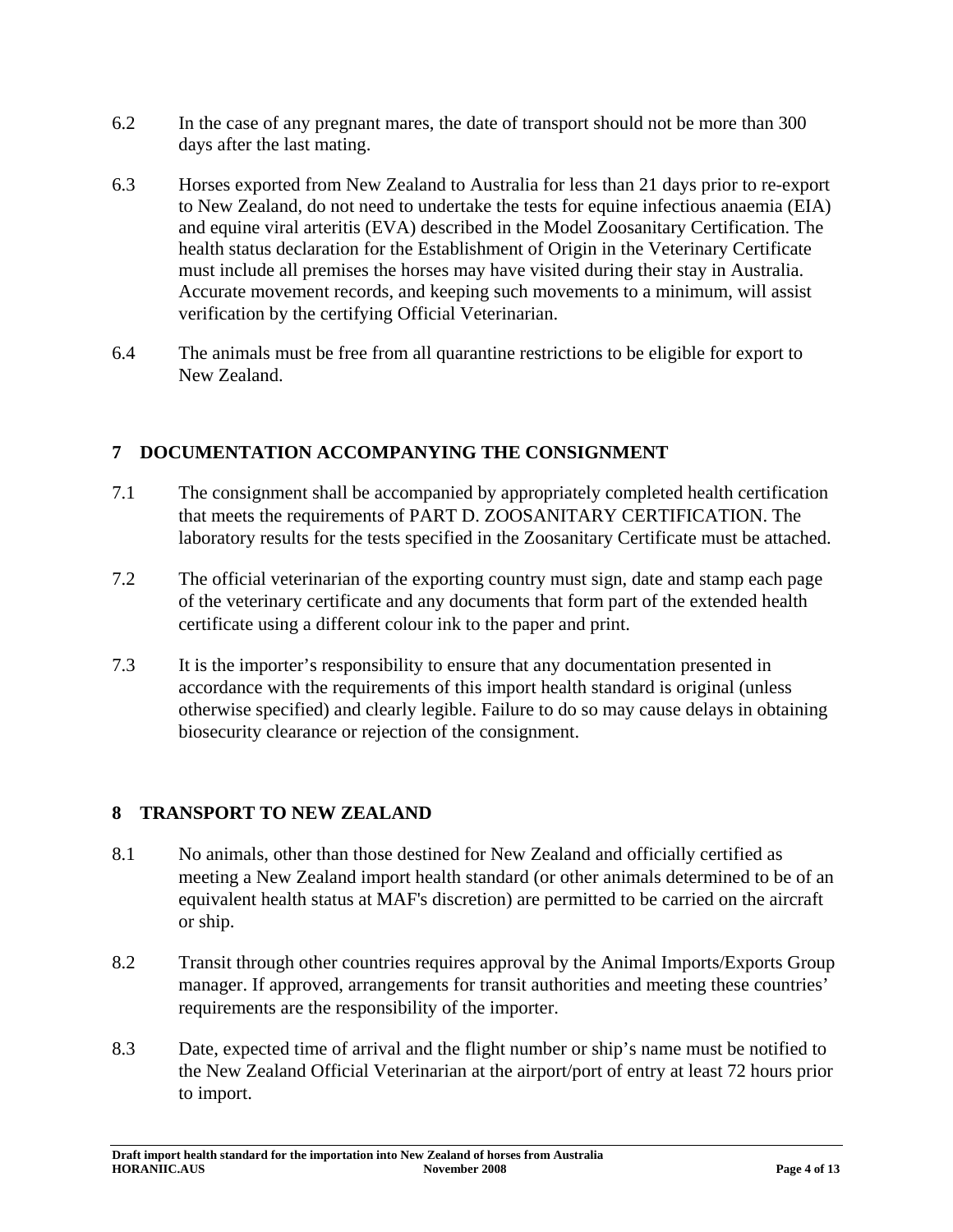6.2 In the case of any pregnant mares, the date of transport should not be more than 300 days after the last mating.

6.3 Horses exported from New Zealand to Australia for less than 21 days prior to re-export to New Zealand, do not need to undertake the tests for equine infectious anaemia (EIA) and equine viral arteritis (EVA) described in the Model Zoosanitary Certification. The health status declaration for the Establishment of Origin in the Veterinary Certificate must include all premises the horses may have visited during their stay in Australia. Accurate movement records, and keeping such movements to a minimum, will assist verification by the certifying Official Veterinarian.

6.4 The animals must be free from all quarantine restrictions to be eligible for export to New Zealand.

## 7 DOCUMENTATION ACCOMPANYING THE CONSIGNMENT

7.1 The consignment shall be accompanied by appropriately completed health certification that meets the requirements of PART D. ZOOSANITARY CERTIFICATION. The laboratory results for the tests specified in the Zoosanitary Certificate must be attached.

7.2 The official veterinarian of the exporting country must sign, date and stamp each page of the veterinary certificate and any documents that form part of the extended health certificate using a different colour ink to the paper and print.

7.3 It is the importer's responsibility to ensure that any documentation presented in accordance with the requirements of this import health standard is original (unless otherwise specified) and clearly legible. Failure to do so may cause delays in obtaining biosecurity clearance or rejection of the consignment.

## 8 TRANSPORT TO NEW ZEALAND

8.1 No animals, other than those destined for New Zealand and officially certified as meeting a New Zealand import health standard (or other animals determined to be of an equivalent health status at MAF's discretion) are permitted to be carried on the aircraft or ship.

8.2 Transit through other countries requires approval by the Animal Imports/Exports Group manager. If approved, arrangements for transit authorities and meeting these countries' requirements are the responsibility of the importer.

8.3 Date, expected time of arrival and the flight number or ship's name must be notified to the New Zealand Official Veterinarian at the airport/port of entry at least 72 hours prior to import.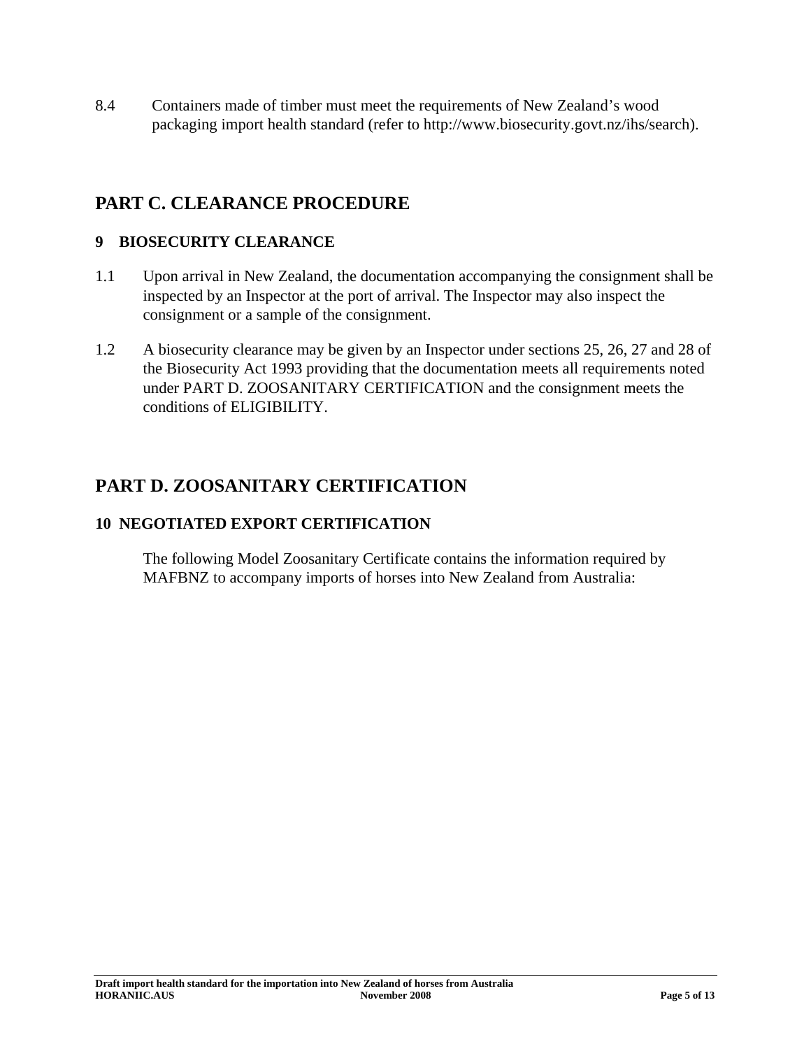8.4 Containers made of timber must meet the requirements of New Zealand's wood packaging import health standard (refer to http://www.biosecurity.govt.nz/ihs/search).

## PART C. CLEARANCE PROCEDURE

### 9 BIOSECURITY CLEARANCE

1.1 Upon arrival in New Zealand, the documentation accompanying the consignment shall be inspected by an Inspector at the port of arrival. The Inspector may also inspect the consignment or a sample of the consignment.

1.2 A biosecurity clearance may be given by an Inspector under sections 25, 26, 27 and 28 of the Biosecurity Act 1993 providing that the documentation meets all requirements noted under PART D. ZOOSANITARY CERTIFICATION and the consignment meets the conditions of ELIGIBILITY.

## PART D. ZOOSANITARY CERTIFICATION

### 10 NEGOTIATED EXPORT CERTIFICATION

The following Model Zoosanitary Certificate contains the information required by MAFBNZ to accompany imports of horses into New Zealand from Australia: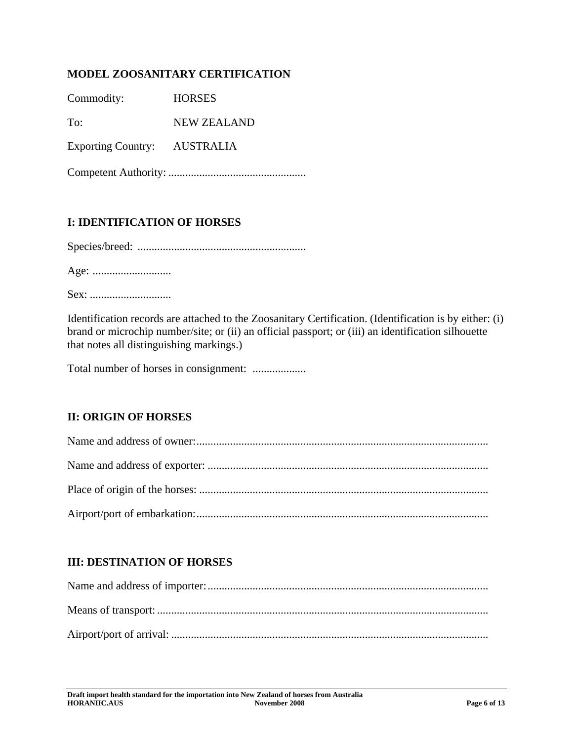## MODEL ZOOSANITARY CERTIFICATION

Commodity: HORSES

To: NEW ZEALAND

Exporting Country: AUSTRALIA

Competent Authority: .................................................

## I: IDENTIFICATION OF HORSES

Species/breed: ............................................................

Age: ............................

Sex: .............................

Identification records are attached to the Zoosanitary Certification. (Identification is by either: (i) brand or microchip number/site; or (ii) an official passport; or (iii) an identification silhouette that notes all distinguishing markings.)

Total number of horses in consignment: ...................

## II: ORIGIN OF HORSES

Name and address of owner:.......................................................................................................

Name and address of exporter: ...................................................................................................

Place of origin of the horses: .....................................................................................................

Airport/port of embarkation:.......................................................................................................

## III: DESTINATION OF HORSES

Name and address of importer:...................................................................................................

Means of transport: .....................................................................................................................

Airport/port of arrival: ................................................................................................................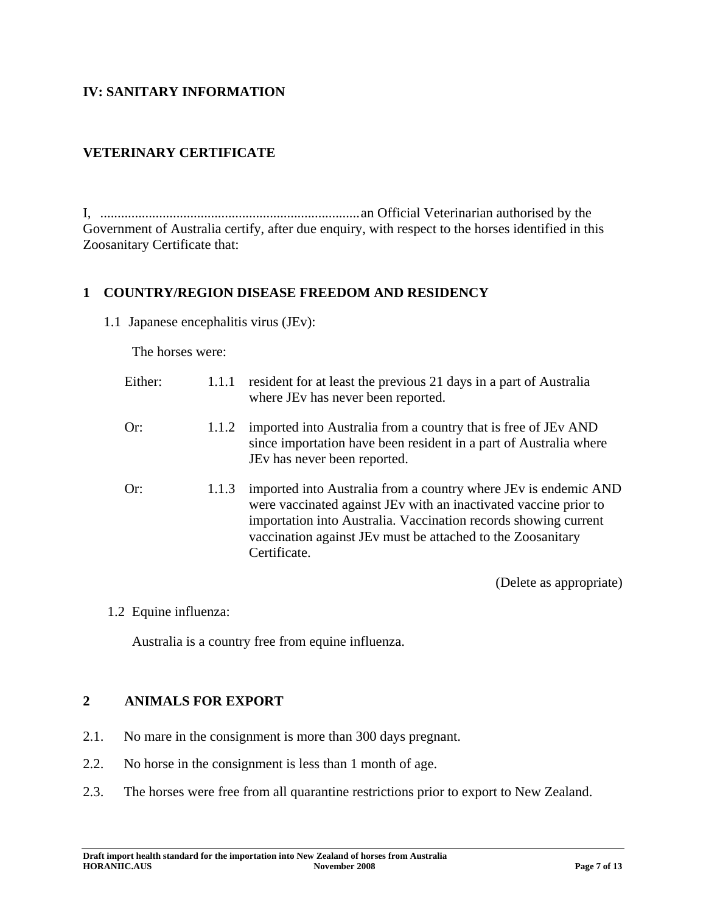## IV: SANITARY INFORMATION

## VETERINARY CERTIFICATE

I, .......................................................................... an Official Veterinarian authorised by the Government of Australia certify, after due enquiry, with respect to the horses identified in this Zoosanitary Certificate that:

### 1 COUNTRY/REGION DISEASE FREEDOM AND RESIDENCY

1.1 Japanese encephalitis virus (JEv):

The horses were:

Either: 1.1.1 resident for at least the previous 21 days in a part of Australia where JEv has never been reported.

Or: 1.1.2 imported into Australia from a country that is free of JEv AND since importation have been resident in a part of Australia where JEv has never been reported.

Or: 1.1.3 imported into Australia from a country where JEv is endemic AND were vaccinated against JEv with an inactivated vaccine prior to importation into Australia. Vaccination records showing current vaccination against JEv must be attached to the Zoosanitary Certificate.

(Delete as appropriate)

1.2 Equine influenza:

Australia is a country free from equine influenza.

### 2 ANIMALS FOR EXPORT

2.1. No mare in the consignment is more than 300 days pregnant.

2.2. No horse in the consignment is less than 1 month of age.

2.3. The horses were free from all quarantine restrictions prior to export to New Zealand.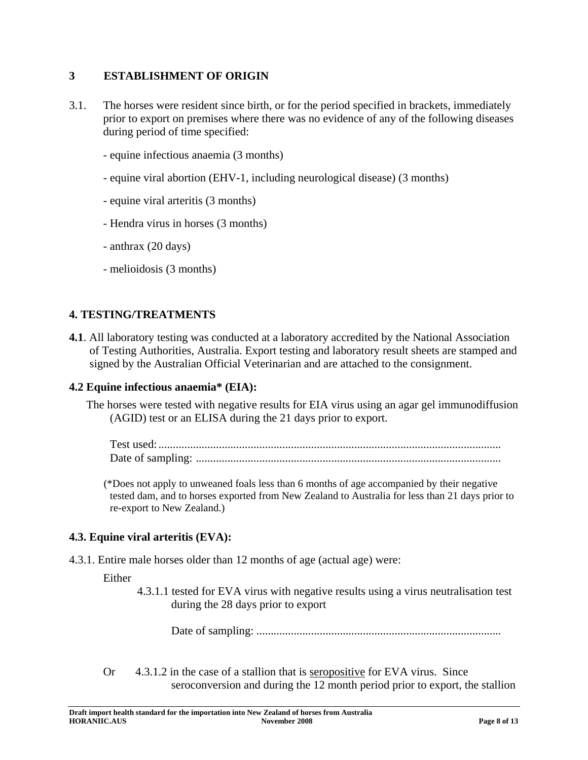## 3 ESTABLISHMENT OF ORIGIN

3.1. The horses were resident since birth, or for the period specified in brackets, immediately prior to export on premises where there was no evidence of any of the following diseases during period of time specified:

- equine infectious anaemia (3 months)
- equine viral abortion (EHV-1, including neurological disease) (3 months)
- equine viral arteritis (3 months)
- Hendra virus in horses (3 months)
- anthrax (20 days)
- melioidosis (3 months)

## 4. TESTING/TREATMENTS

**4.1**. All laboratory testing was conducted at a laboratory accredited by the National Association of Testing Authorities, Australia. Export testing and laboratory result sheets are stamped and signed by the Australian Official Veterinarian and are attached to the consignment.

### 4.2 Equine infectious anaemia* (EIA):

The horses were tested with negative results for EIA virus using an agar gel immunodiffusion (AGID) test or an ELISA during the 21 days prior to export.

Test used:......................................................................................................................
Date of sampling: ..........................................................................................................

(*Does not apply to unweaned foals less than 6 months of age accompanied by their negative tested dam, and to horses exported from New Zealand to Australia for less than 21 days prior to re-export to New Zealand.)

### 4.3. Equine viral arteritis (EVA):

4.3.1. Entire male horses older than 12 months of age (actual age) were:

Either

4.3.1.1 tested for EVA virus with negative results using a virus neutralisation test during the 28 days prior to export

Date of sampling: .....................................................................................

Or 4.3.1.2 in the case of a stallion that is <u>seropositive</u> for EVA virus. Since seroconversion and during the 12 month period prior to export, the stallion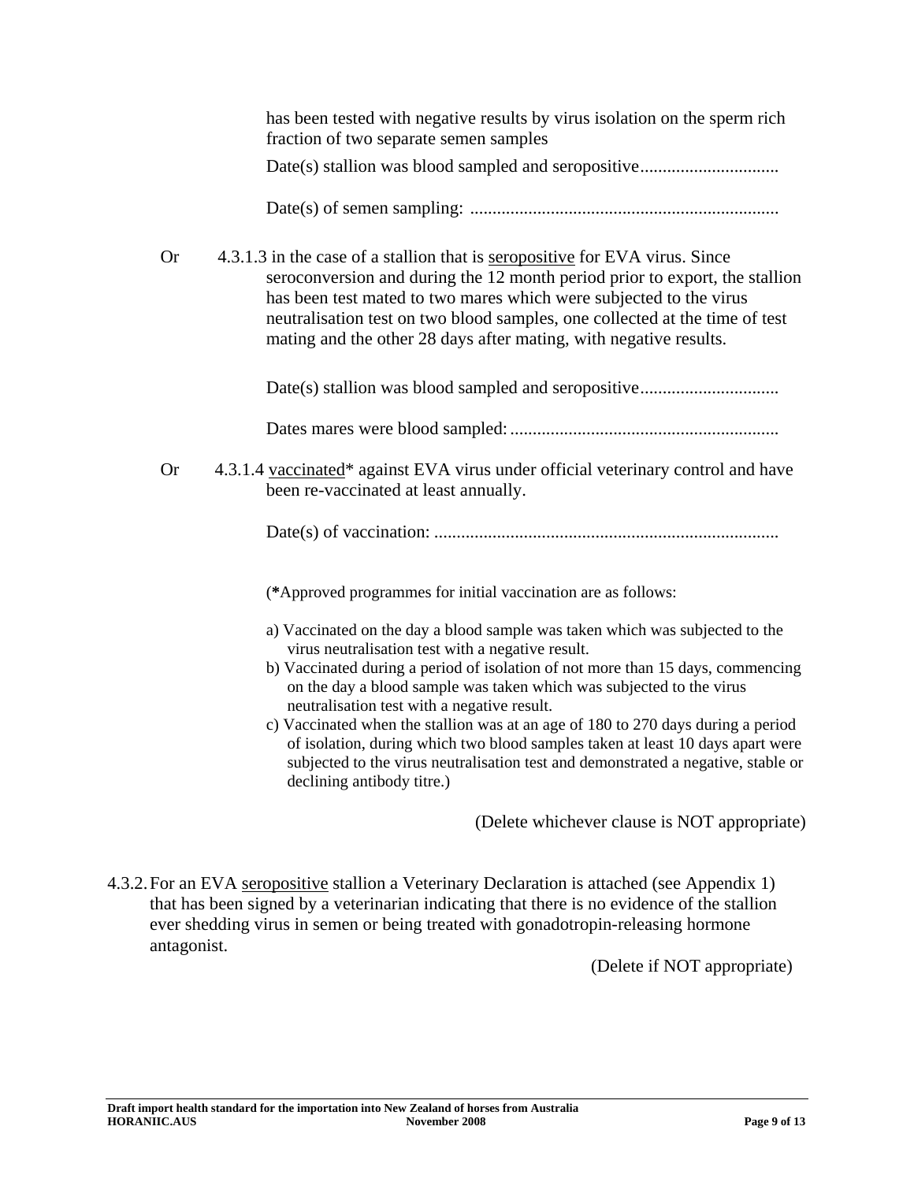has been tested with negative results by virus isolation on the sperm rich fraction of two separate semen samples

Date(s) stallion was blood sampled and seropositive..............................

Date(s) of semen sampling: ....................................................................

Or 4.3.1.3 in the case of a stallion that is <u>seropositive</u> for EVA virus. Since seroconversion and during the 12 month period prior to export, the stallion has been test mated to two mares which were subjected to the virus neutralisation test on two blood samples, one collected at the time of test mating and the other 28 days after mating, with negative results.

Date(s) stallion was blood sampled and seropositive..............................

Dates mares were blood sampled: ...........................................................

Or 4.3.1.4 <u>vaccinated</u>* against EVA virus under official veterinary control and have been re-vaccinated at least annually.

Date(s) of vaccination: ............................................................................

(**\***Approved programmes for initial vaccination are as follows:

a) Vaccinated on the day a blood sample was taken which was subjected to the virus neutralisation test with a negative result.
b) Vaccinated during a period of isolation of not more than 15 days, commencing on the day a blood sample was taken which was subjected to the virus neutralisation test with a negative result.
c) Vaccinated when the stallion was at an age of 180 to 270 days during a period of isolation, during which two blood samples taken at least 10 days apart were subjected to the virus neutralisation test and demonstrated a negative, stable or declining antibody titre.)

(Delete whichever clause is NOT appropriate)

4.3.2. For an EVA <u>seropositive</u> stallion a Veterinary Declaration is attached (see Appendix 1) that has been signed by a veterinarian indicating that there is no evidence of the stallion ever shedding virus in semen or being treated with gonadotropin-releasing hormone antagonist.

(Delete if NOT appropriate)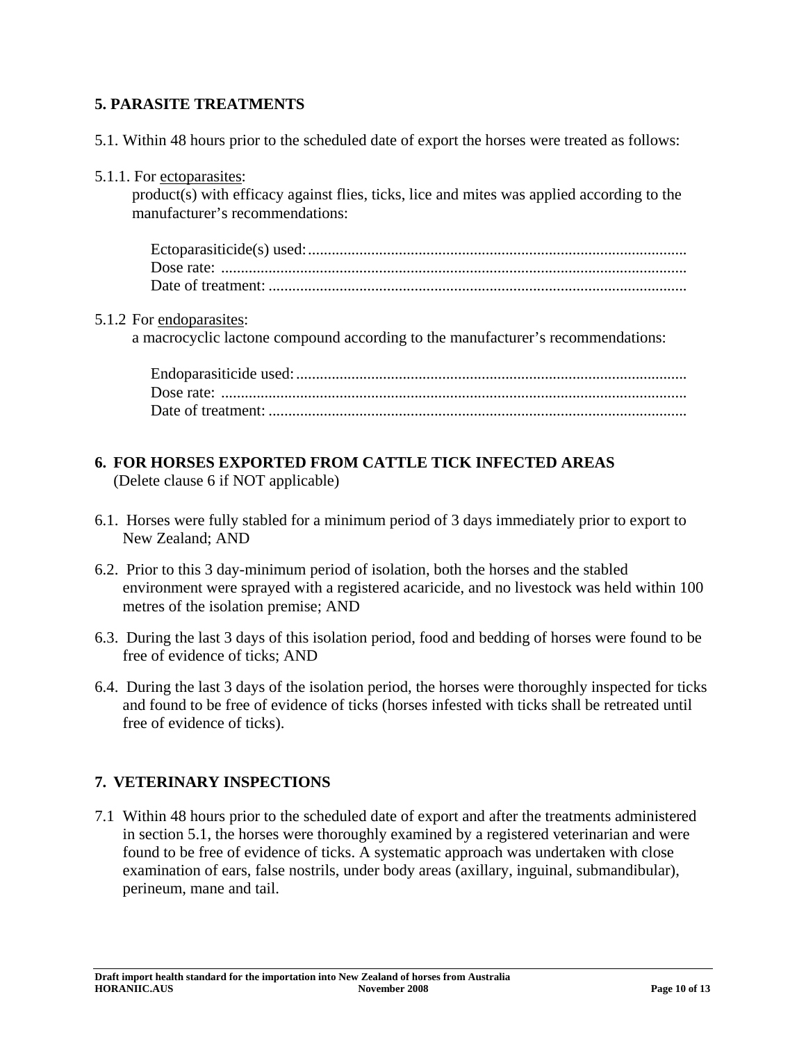## 5. PARASITE TREATMENTS

5.1. Within 48 hours prior to the scheduled date of export the horses were treated as follows:

5.1.1. For <u>ectoparasites</u>:
product(s) with efficacy against flies, ticks, lice and mites was applied according to the manufacturer's recommendations:

Ectoparasiticide(s) used:................................................................................................
Dose rate: ......................................................................................................................
Date of treatment: ..........................................................................................................

5.1.2 For <u>endoparasites</u>:
a macrocyclic lactone compound according to the manufacturer's recommendations:

Endoparasiticide used:...................................................................................................
Dose rate: ......................................................................................................................
Date of treatment: ..........................................................................................................

## 6. FOR HORSES EXPORTED FROM CATTLE TICK INFECTED AREAS

(Delete clause 6 if NOT applicable)

6.1. Horses were fully stabled for a minimum period of 3 days immediately prior to export to New Zealand; AND

6.2. Prior to this 3 day-minimum period of isolation, both the horses and the stabled environment were sprayed with a registered acaricide, and no livestock was held within 100 metres of the isolation premise; AND

6.3. During the last 3 days of this isolation period, food and bedding of horses were found to be free of evidence of ticks; AND

6.4. During the last 3 days of the isolation period, the horses were thoroughly inspected for ticks and found to be free of evidence of ticks (horses infested with ticks shall be retreated until free of evidence of ticks).

## 7. VETERINARY INSPECTIONS

7.1 Within 48 hours prior to the scheduled date of export and after the treatments administered in section 5.1, the horses were thoroughly examined by a registered veterinarian and were found to be free of evidence of ticks. A systematic approach was undertaken with close examination of ears, false nostrils, under body areas (axillary, inguinal, submandibular), perineum, mane and tail.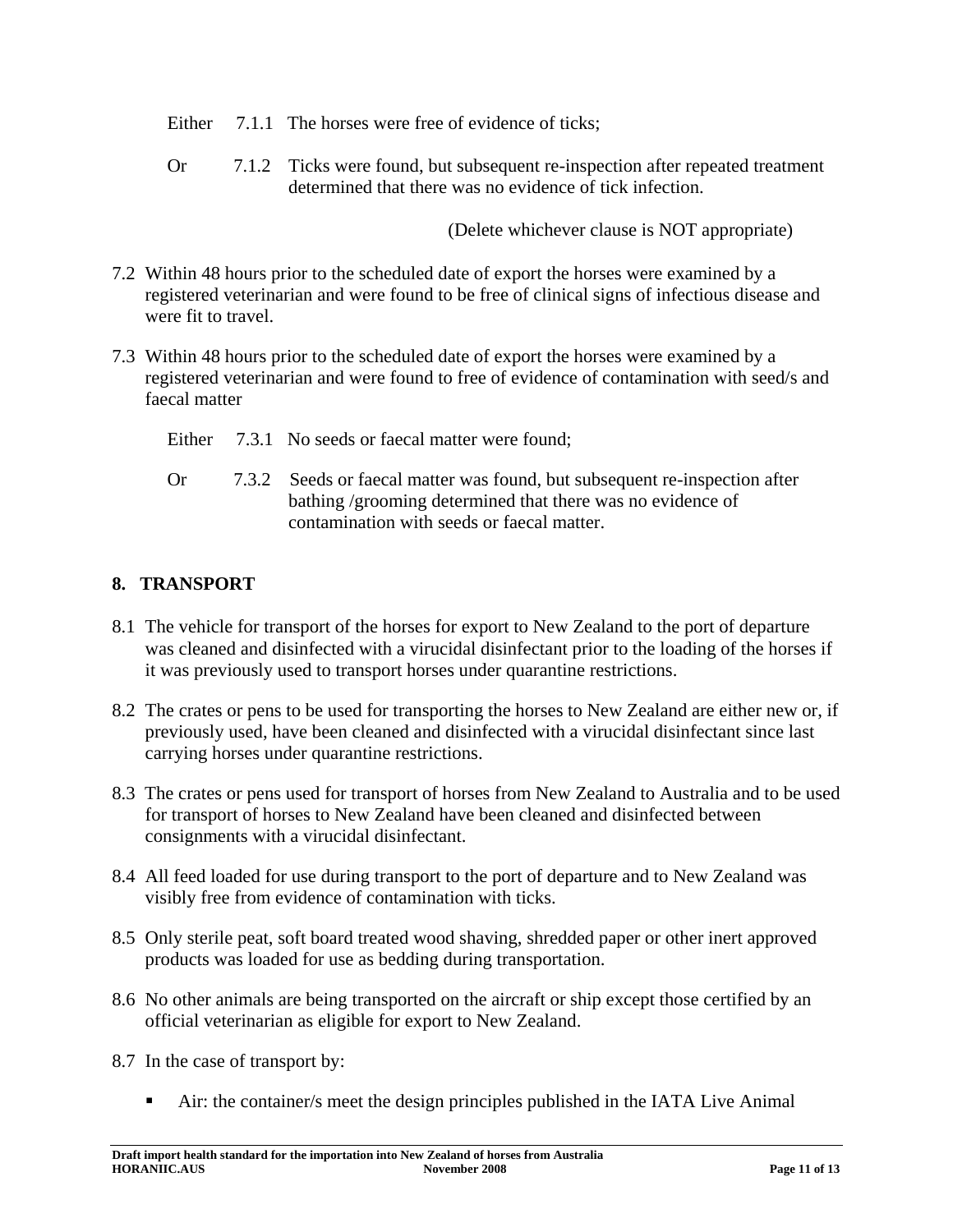Either 7.1.1 The horses were free of evidence of ticks;

Or 7.1.2 Ticks were found, but subsequent re-inspection after repeated treatment determined that there was no evidence of tick infection.

(Delete whichever clause is NOT appropriate)

7.2 Within 48 hours prior to the scheduled date of export the horses were examined by a registered veterinarian and were found to be free of clinical signs of infectious disease and were fit to travel.

7.3 Within 48 hours prior to the scheduled date of export the horses were examined by a registered veterinarian and were found to free of evidence of contamination with seed/s and faecal matter

Either 7.3.1 No seeds or faecal matter were found;

Or 7.3.2 Seeds or faecal matter was found, but subsequent re-inspection after bathing /grooming determined that there was no evidence of contamination with seeds or faecal matter.

## 8. TRANSPORT

8.1 The vehicle for transport of the horses for export to New Zealand to the port of departure was cleaned and disinfected with a virucidal disinfectant prior to the loading of the horses if it was previously used to transport horses under quarantine restrictions.

8.2 The crates or pens to be used for transporting the horses to New Zealand are either new or, if previously used, have been cleaned and disinfected with a virucidal disinfectant since last carrying horses under quarantine restrictions.

8.3 The crates or pens used for transport of horses from New Zealand to Australia and to be used for transport of horses to New Zealand have been cleaned and disinfected between consignments with a virucidal disinfectant.

8.4 All feed loaded for use during transport to the port of departure and to New Zealand was visibly free from evidence of contamination with ticks.

8.5 Only sterile peat, soft board treated wood shaving, shredded paper or other inert approved products was loaded for use as bedding during transportation.

8.6 No other animals are being transported on the aircraft or ship except those certified by an official veterinarian as eligible for export to New Zealand.

8.7 In the case of transport by:

- Air: the container/s meet the design principles published in the IATA Live Animal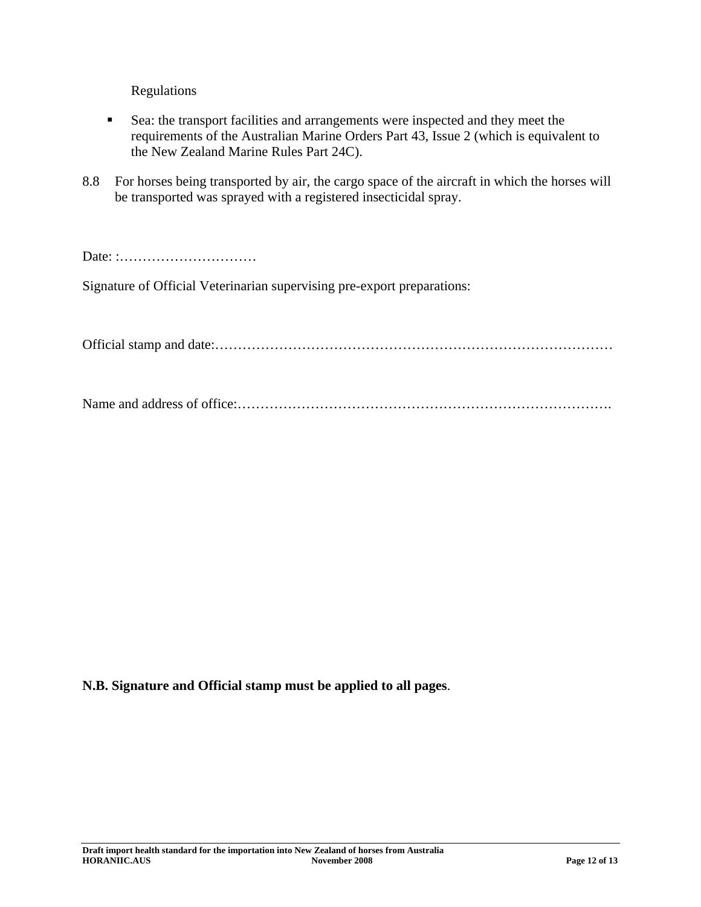Regulations

- Sea: the transport facilities and arrangements were inspected and they meet the requirements of the Australian Marine Orders Part 43, Issue 2 (which is equivalent to the New Zealand Marine Rules Part 24C).

8.8 For horses being transported by air, the cargo space of the aircraft in which the horses will be transported was sprayed with a registered insecticidal spray.

Date: :…………………………

Signature of Official Veterinarian supervising pre-export preparations:

Official stamp and date:……………………………………………………………………………

Name and address of office:…………………………………………………………………….

**N.B. Signature and Official stamp must be applied to all pages**.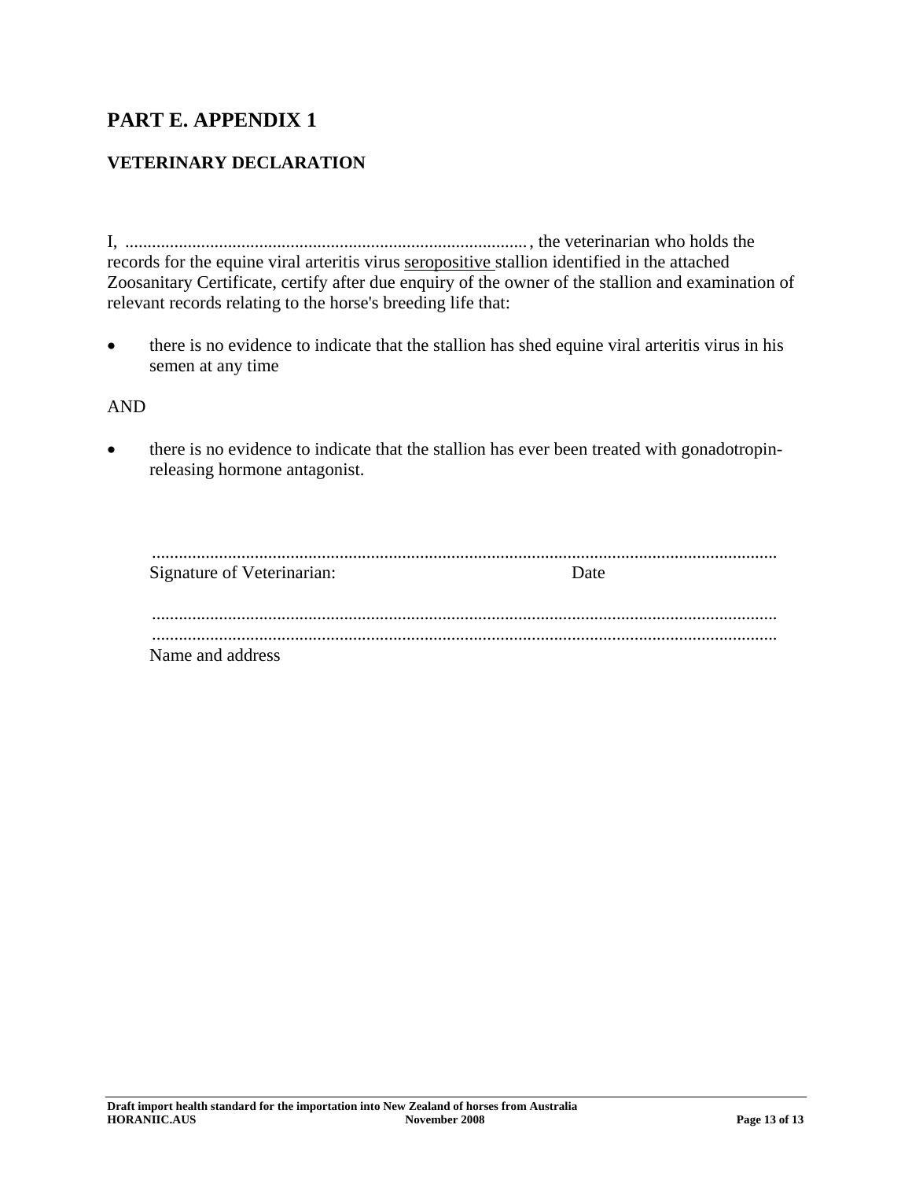## PART E. APPENDIX 1

### VETERINARY DECLARATION

I, .........................................................................................., the veterinarian who holds the records for the equine viral arteritis virus <u>seropositive</u> stallion identified in the attached Zoosanitary Certificate, certify after due enquiry of the owner of the stallion and examination of relevant records relating to the horse's breeding life that:

- there is no evidence to indicate that the stallion has shed equine viral arteritis virus in his semen at any time

AND

- there is no evidence to indicate that the stallion has ever been treated with gonadotropin-releasing hormone antagonist.

..........................................................................................................................................

Signature of Veterinarian: Date

..........................................................................................................................................

..........................................................................................................................................

Name and address